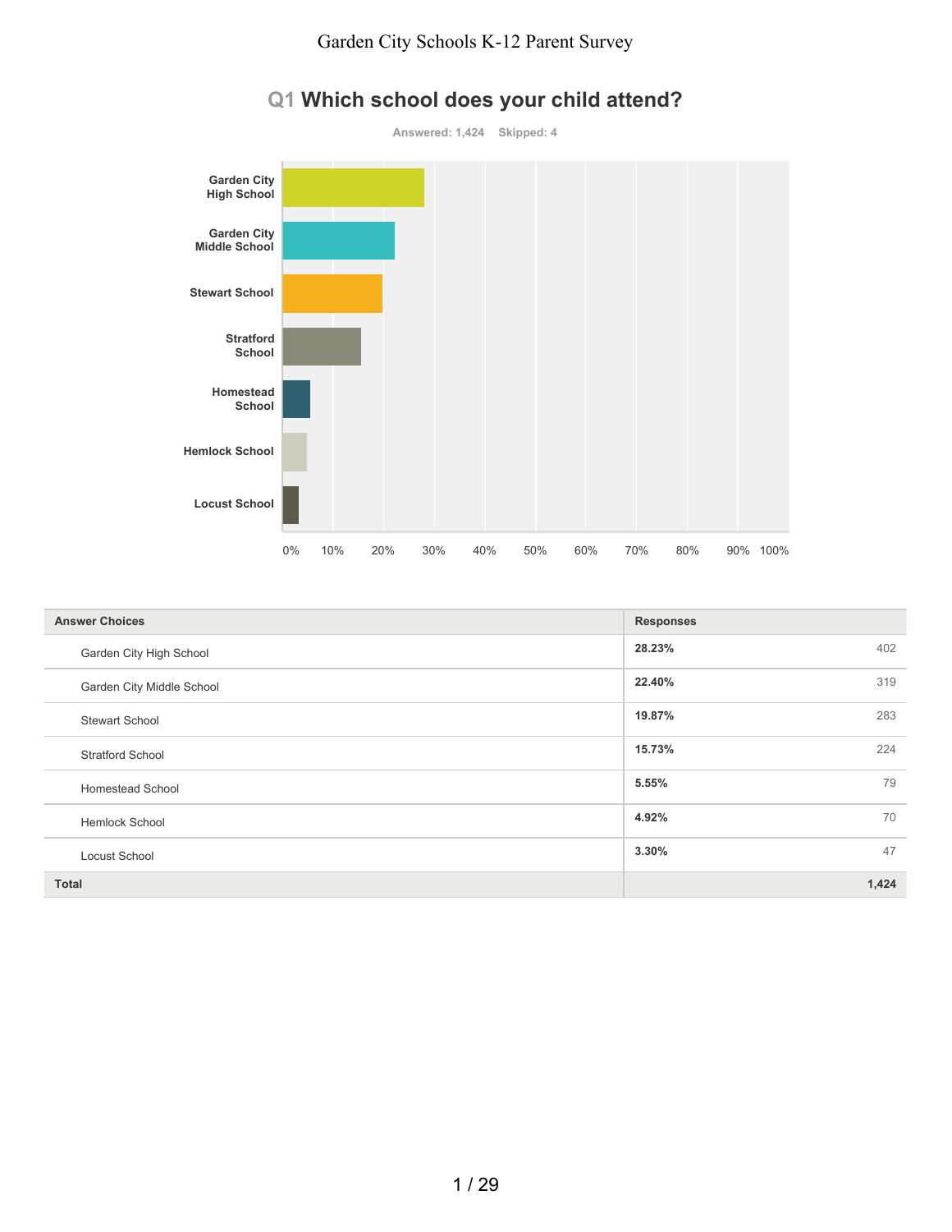# Garden City Schools K-12 Parent Survey

## Q1 Which school does your child attend?

Answered: 1,424 Skipped: 4

| Answer Choices | Responses | |
|---|---|---|
| Garden City High School | 28.23% | 402 |
| Garden City Middle School | 22.40% | 319 |
| Stewart School | 19.87% | 283 |
| Stratford School | 15.73% | 224 |
| Homestead School | 5.55% | 79 |
| Hemlock School | 4.92% | 70 |
| Locust School | 3.30% | 47 |
| **Total** | | **1,424** |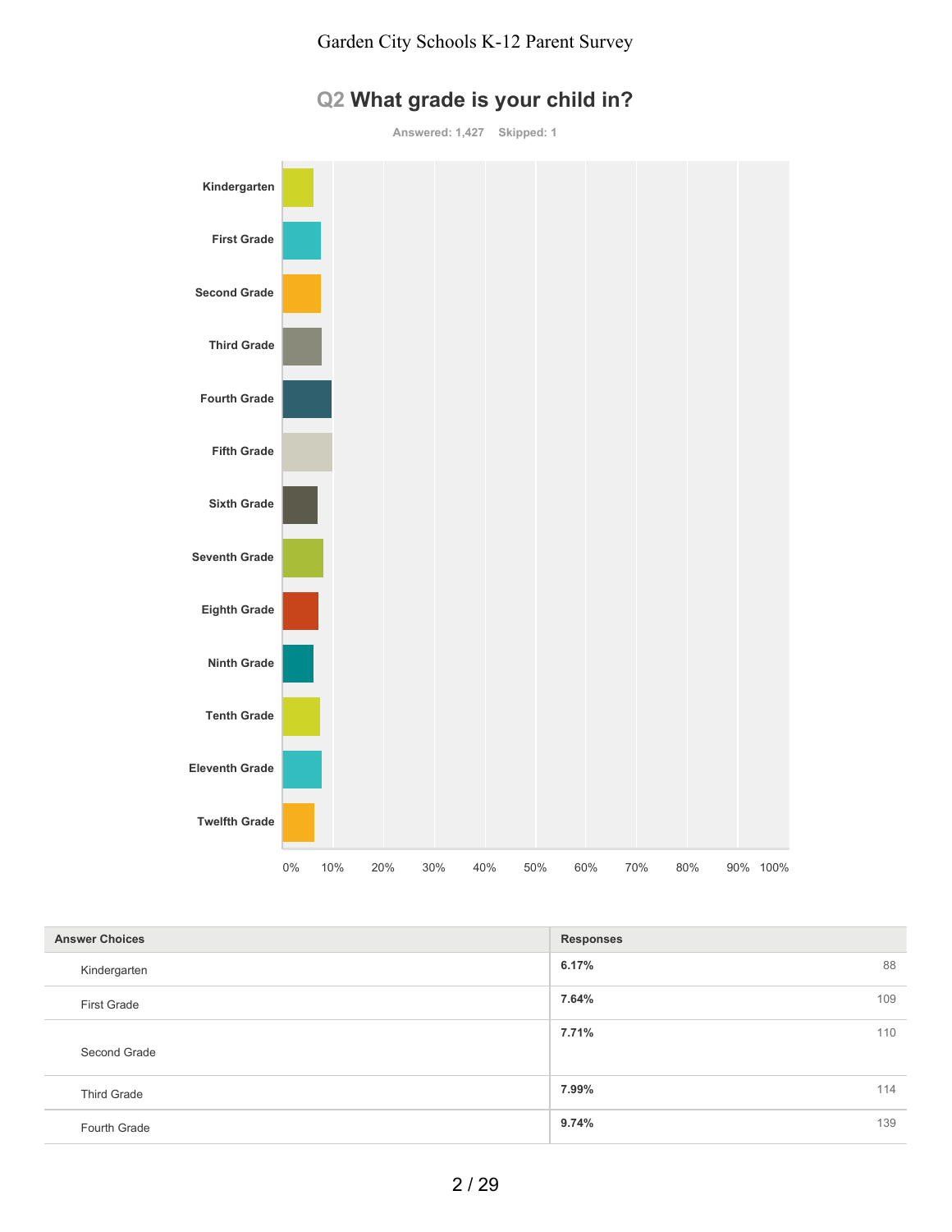## Q2 What grade is your child in?

Answered: 1,427 Skipped: 1

| Answer Choices | Responses | |
|---|---|---|
| Kindergarten | 6.17% | 88 |
| First Grade | 7.64% | 109 |
| Second Grade | 7.71% | 110 |
| Third Grade | 7.99% | 114 |
| Fourth Grade | 9.74% | 139 |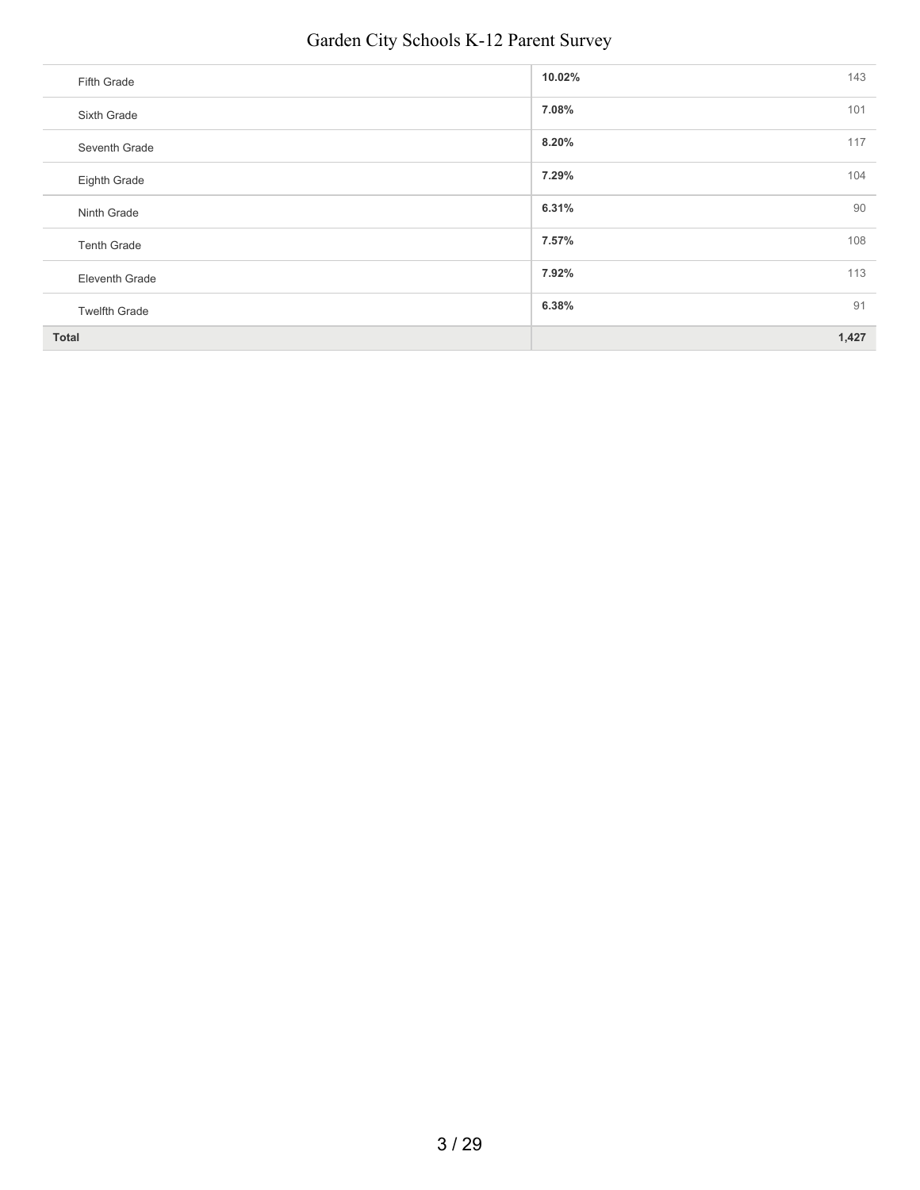| | | |
|---|---|---|
| Fifth Grade | 10.02% | 143 |
| Sixth Grade | 7.08% | 101 |
| Seventh Grade | 8.20% | 117 |
| Eighth Grade | 7.29% | 104 |
| Ninth Grade | 6.31% | 90 |
| Tenth Grade | 7.57% | 108 |
| Eleventh Grade | 7.92% | 113 |
| Twelfth Grade | 6.38% | 91 |
| **Total** | | **1,427** |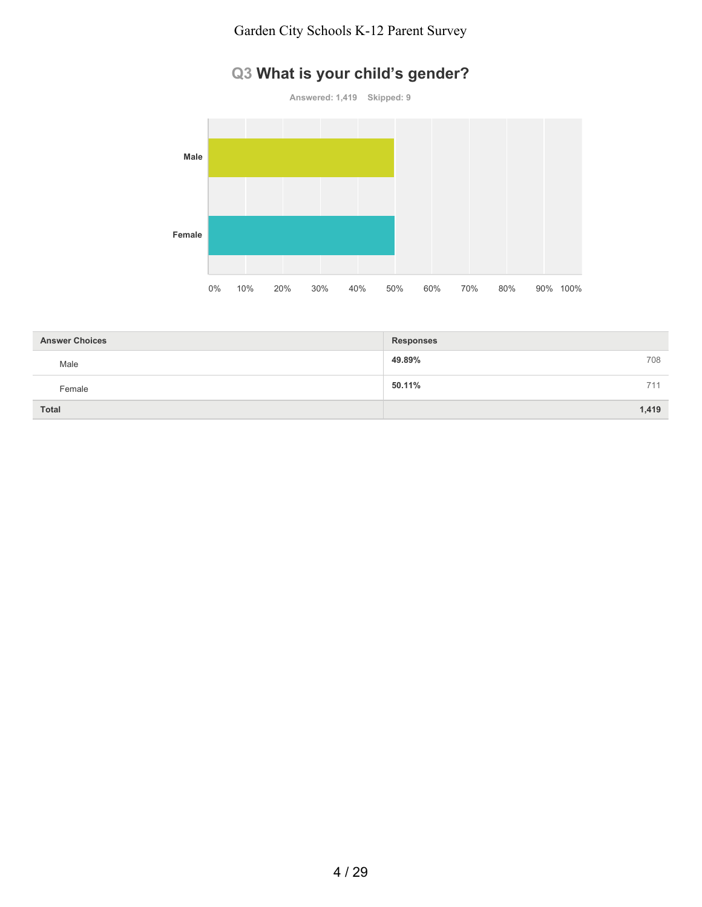## Q3 What is your child's gender?

Answered: 1,419 Skipped: 9

| Answer Choices | Responses | |
|---|---|---|
| Male | 49.89% | 708 |
| Female | 50.11% | 711 |
| **Total** | | **1,419** |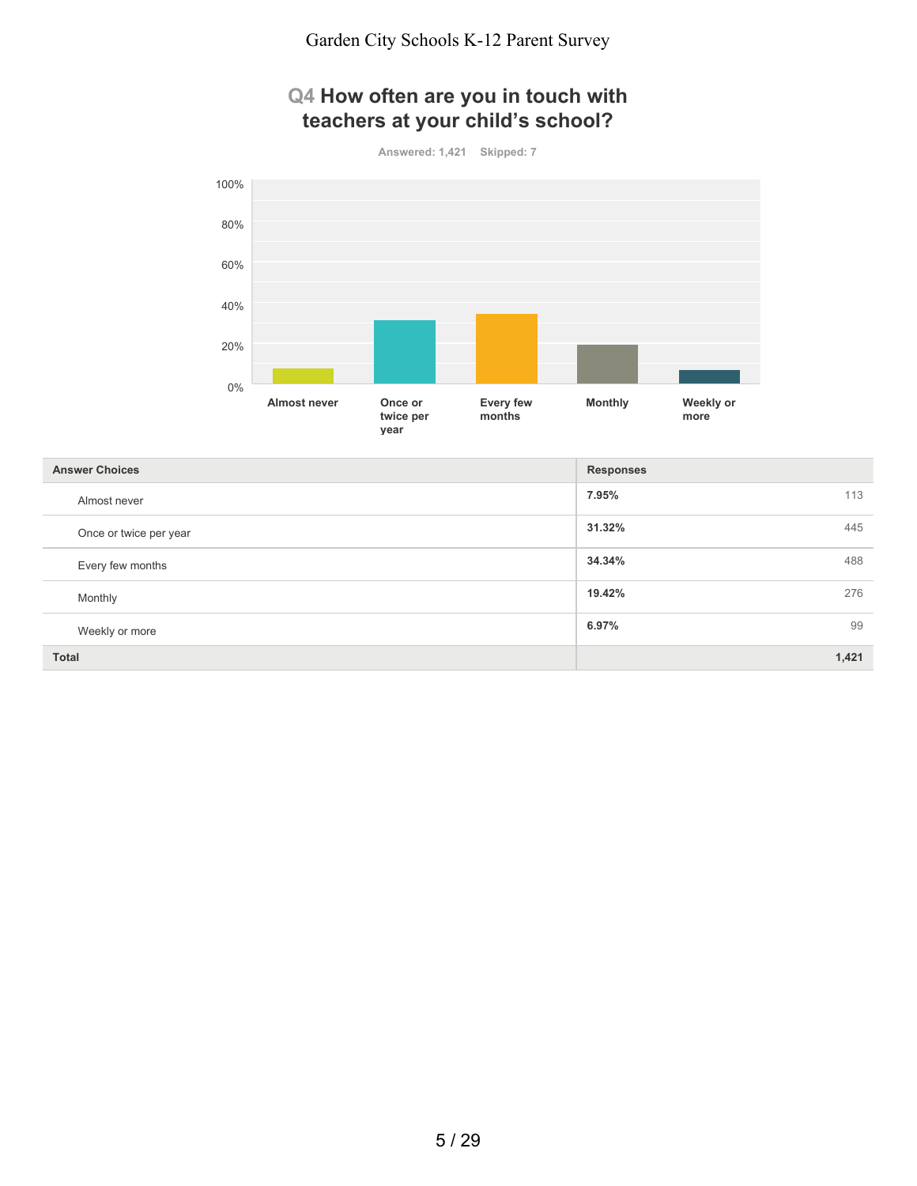## Q4 How often are you in touch with teachers at your child's school?

Answered: 1,421 Skipped: 7

| Answer Choices | Responses | |
|---|---|---|
| Almost never | 7.95% | 113 |
| Once or twice per year | 31.32% | 445 |
| Every few months | 34.34% | 488 |
| Monthly | 19.42% | 276 |
| Weekly or more | 6.97% | 99 |
| **Total** | | **1,421** |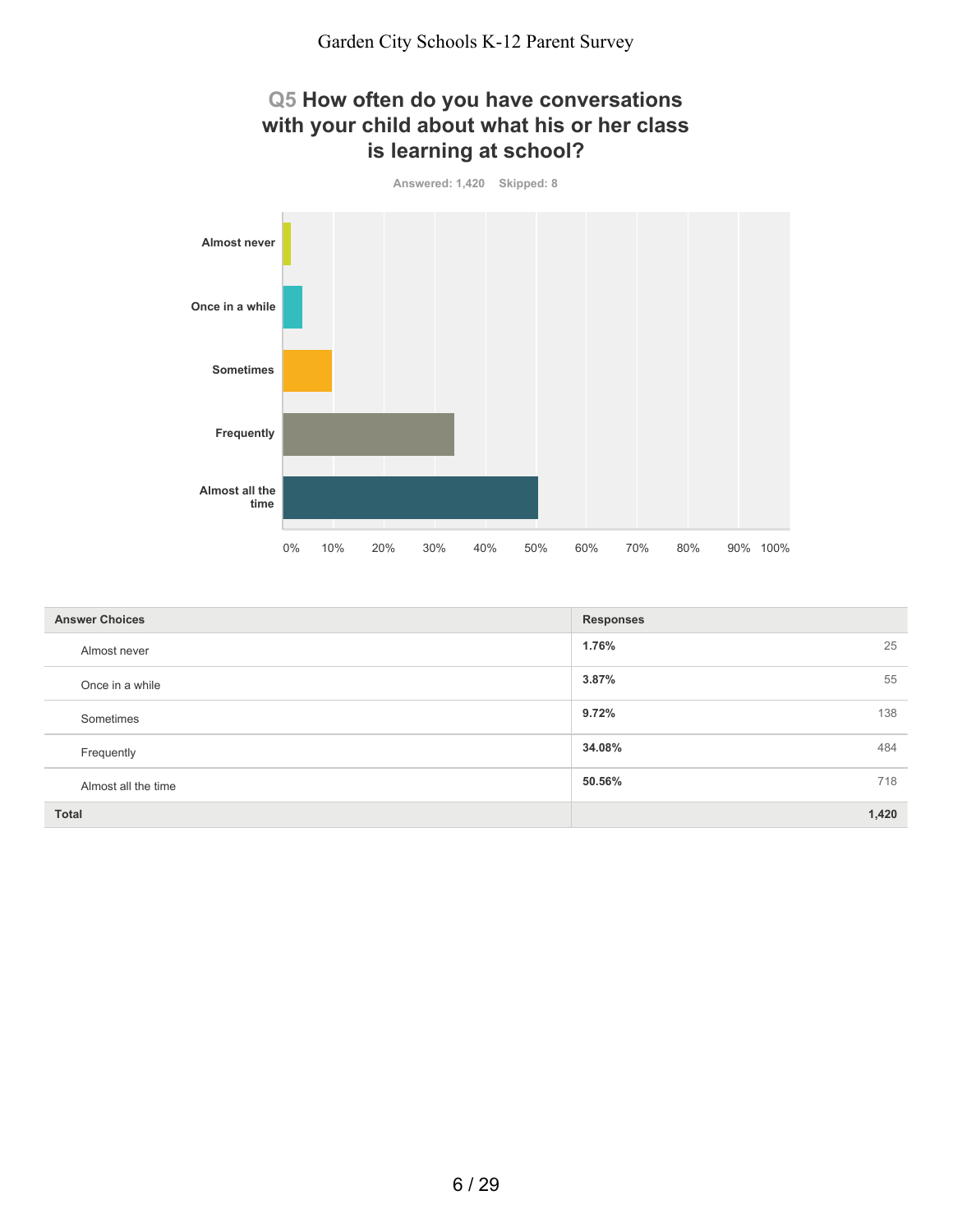## Q5 How often do you have conversations with your child about what his or her class is learning at school?

Answered: 1,420 Skipped: 8

| Answer Choices | Responses | |
|---|---|---|
| Almost never | 1.76% | 25 |
| Once in a while | 3.87% | 55 |
| Sometimes | 9.72% | 138 |
| Frequently | 34.08% | 484 |
| Almost all the time | 50.56% | 718 |
| **Total** | | **1,420** |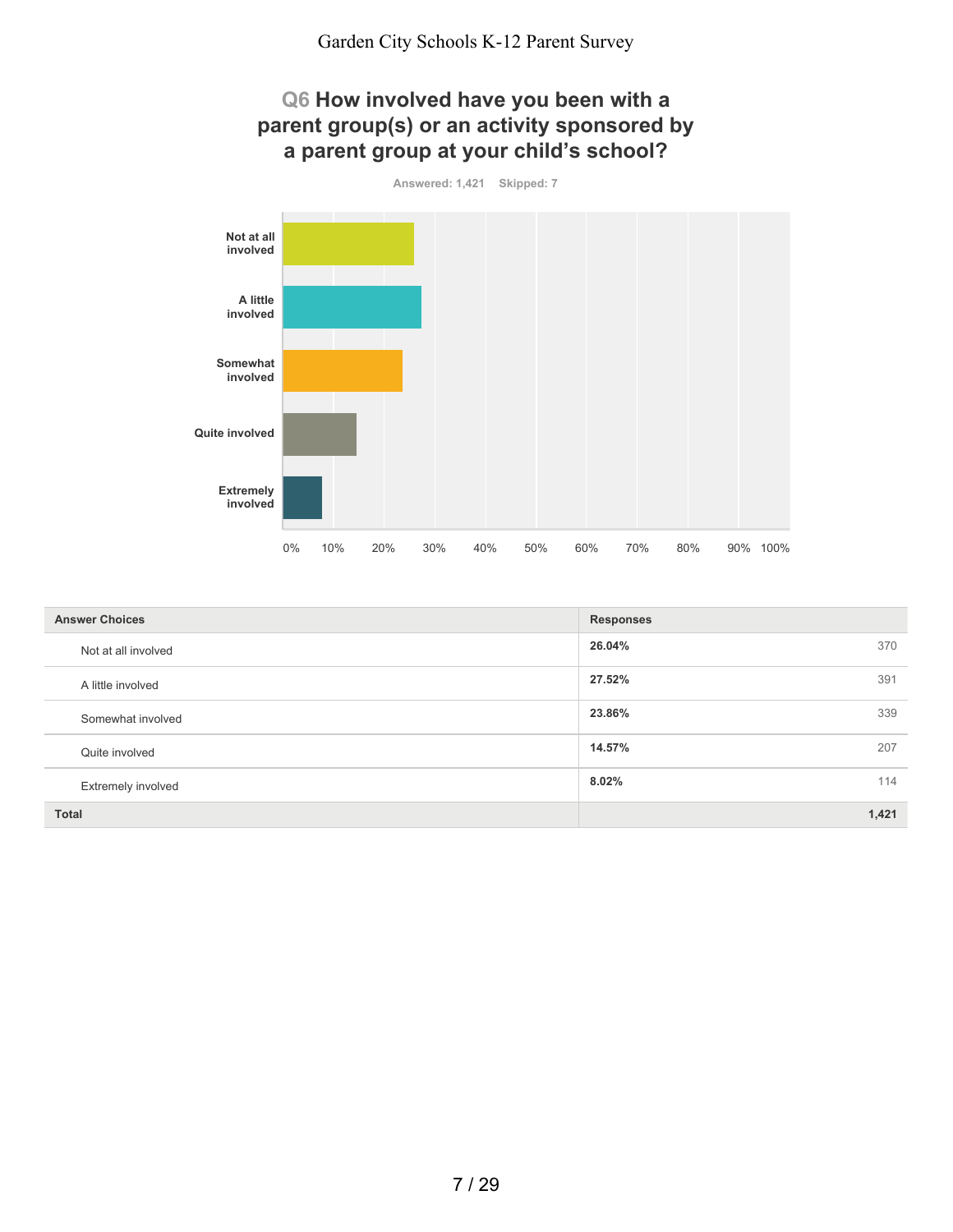## Q6 How involved have you been with a parent group(s) or an activity sponsored by a parent group at your child's school?

Answered: 1,421 Skipped: 7

| Answer Choices | Responses | |
|---|---|---|
| Not at all involved | 26.04% | 370 |
| A little involved | 27.52% | 391 |
| Somewhat involved | 23.86% | 339 |
| Quite involved | 14.57% | 207 |
| Extremely involved | 8.02% | 114 |
| **Total** | | **1,421** |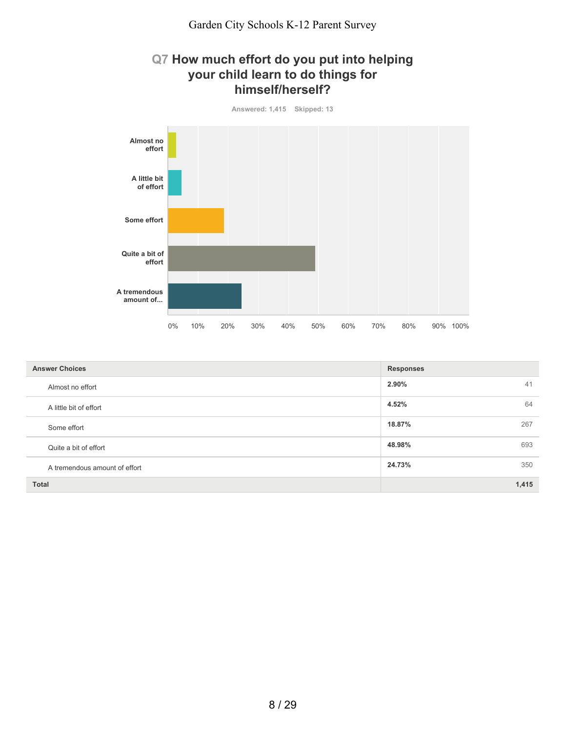## Q7 How much effort do you put into helping your child learn to do things for himself/herself?

Answered: 1,415    Skipped: 13

| Answer Choices | Responses | |
|---|---|---|
| Almost no effort | 2.90% | 41 |
| A little bit of effort | 4.52% | 64 |
| Some effort | 18.87% | 267 |
| Quite a bit of effort | 48.98% | 693 |
| A tremendous amount of effort | 24.73% | 350 |
| **Total** | | **1,415** |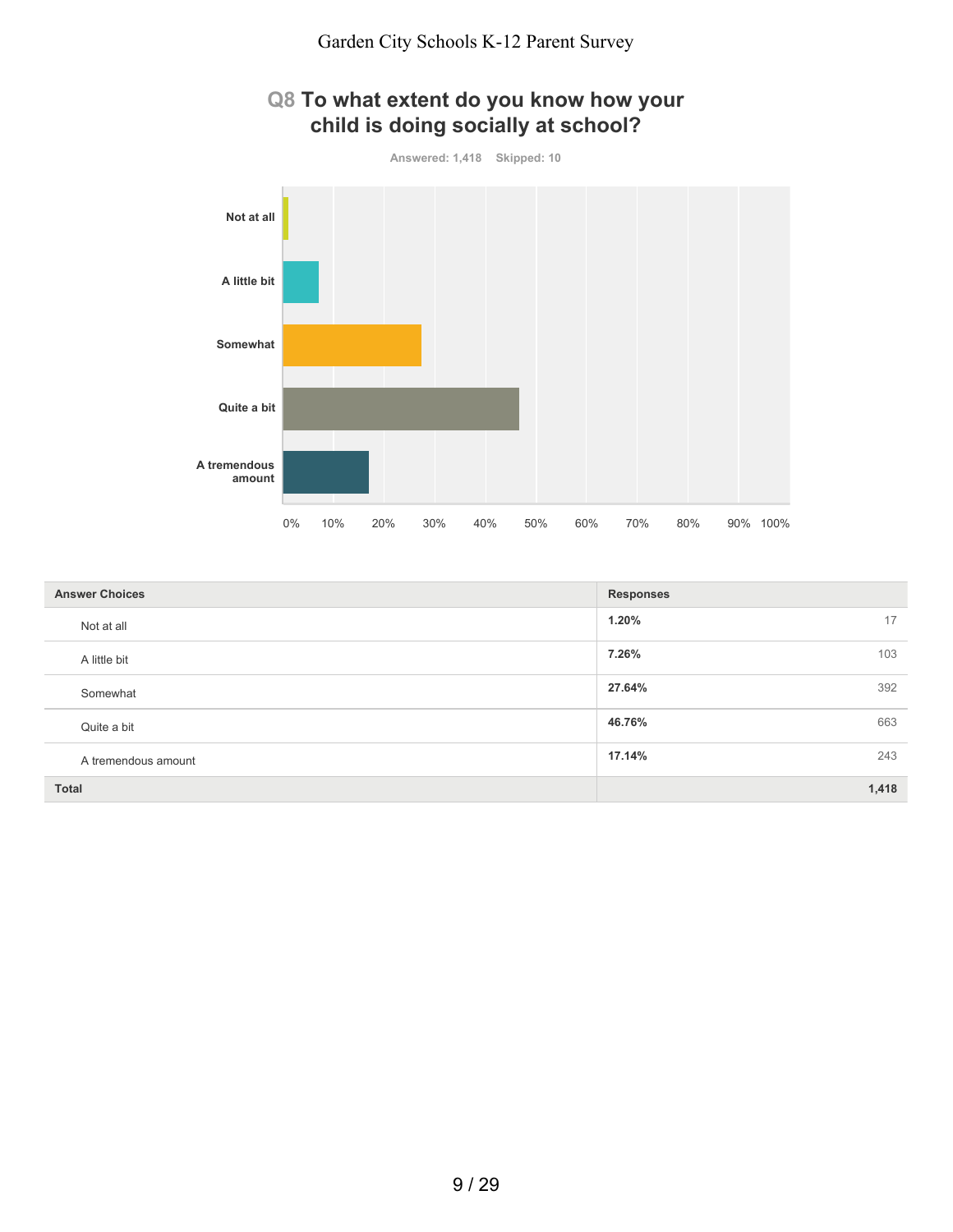## Q8 To what extent do you know how your child is doing socially at school?

Answered: 1,418 Skipped: 10

| Answer Choices | Responses | |
|---|---|---|
| Not at all | 1.20% | 17 |
| A little bit | 7.26% | 103 |
| Somewhat | 27.64% | 392 |
| Quite a bit | 46.76% | 663 |
| A tremendous amount | 17.14% | 243 |
| Total | | 1,418 |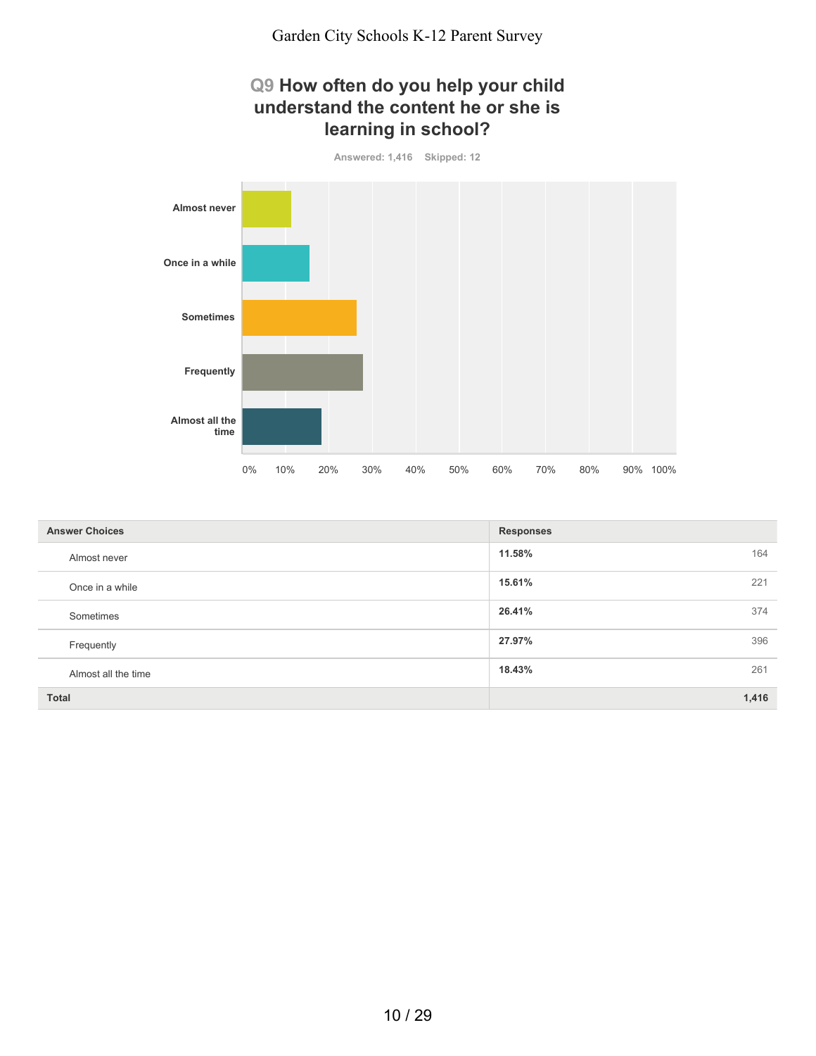# Q9 How often do you help your child understand the content he or she is learning in school?

Answered: 1,416 Skipped: 12

| Answer Choices | Responses | |
|---|---|---|
| Almost never | 11.58% | 164 |
| Once in a while | 15.61% | 221 |
| Sometimes | 26.41% | 374 |
| Frequently | 27.97% | 396 |
| Almost all the time | 18.43% | 261 |
| **Total** | | **1,416** |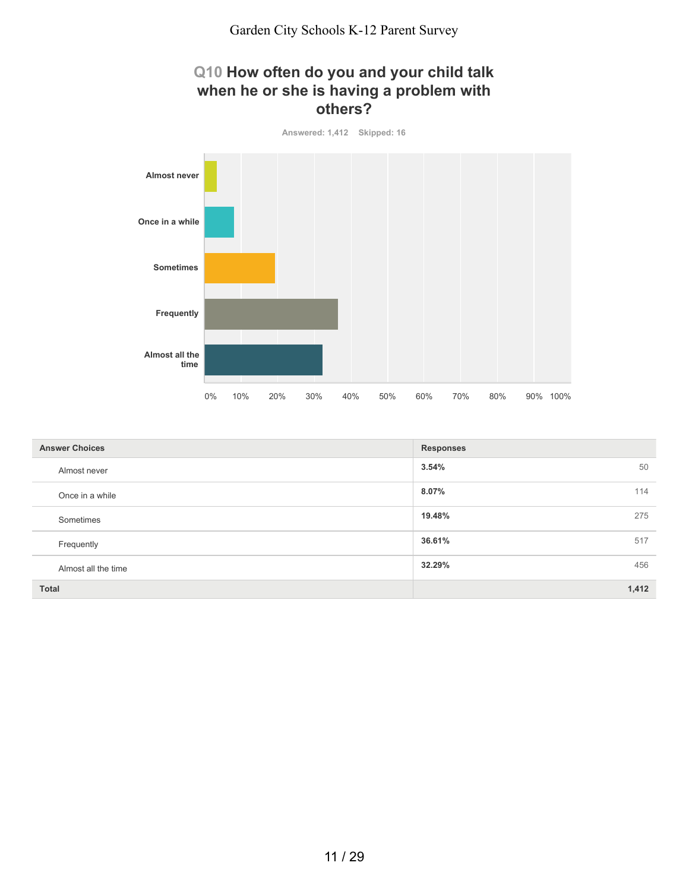## Q10 How often do you and your child talk when he or she is having a problem with others?

Answered: 1,412 Skipped: 16

| Answer Choices | Responses | |
|---|---|---|
| Almost never | **3.54%** | 50 |
| Once in a while | **8.07%** | 114 |
| Sometimes | **19.48%** | 275 |
| Frequently | **36.61%** | 517 |
| Almost all the time | **32.29%** | 456 |
| **Total** | | **1,412** |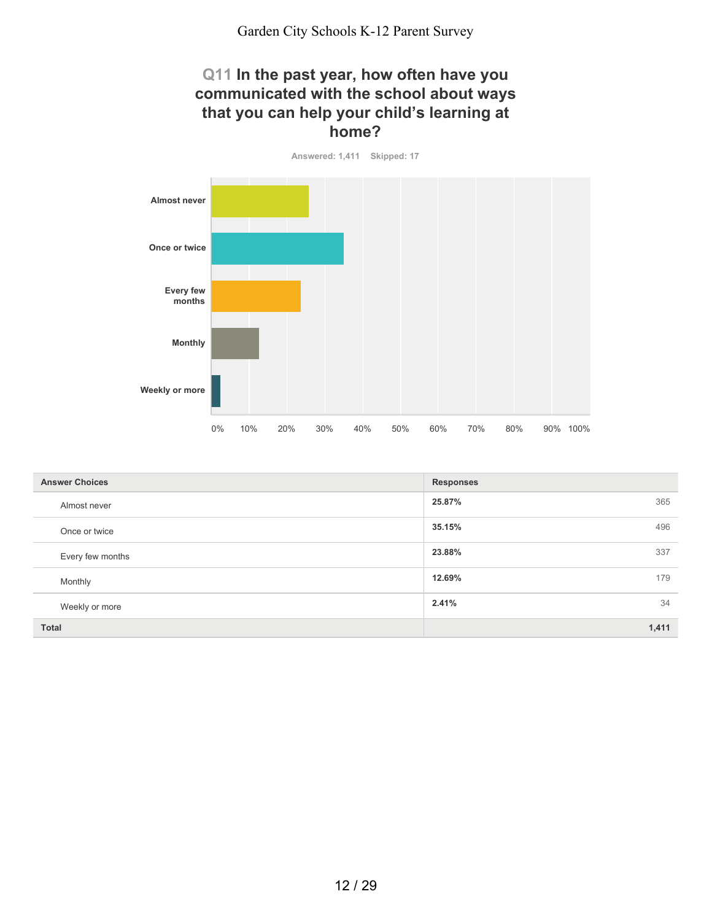# Q11 In the past year, how often have you communicated with the school about ways that you can help your child's learning at home?

Answered: 1,411 Skipped: 17

| Answer Choices | Responses | |
|---|---|---|
| Almost never | 25.87% | 365 |
| Once or twice | 35.15% | 496 |
| Every few months | 23.88% | 337 |
| Monthly | 12.69% | 179 |
| Weekly or more | 2.41% | 34 |
| **Total** | | **1,411** |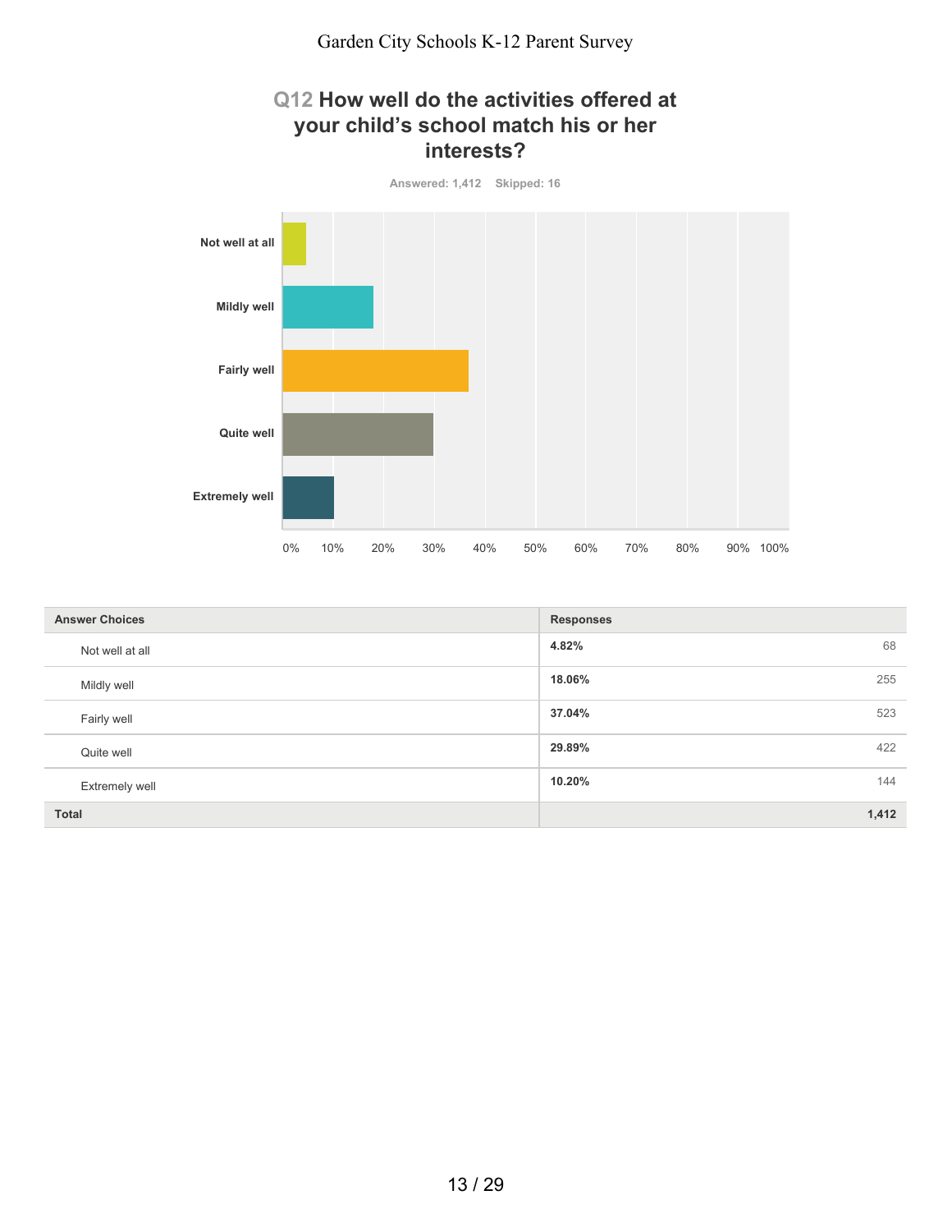## Q12 How well do the activities offered at your child's school match his or her interests?

Answered: 1,412 Skipped: 16

| Answer Choices | Responses | |
|---|---|---|
| Not well at all | 4.82% | 68 |
| Mildly well | 18.06% | 255 |
| Fairly well | 37.04% | 523 |
| Quite well | 29.89% | 422 |
| Extremely well | 10.20% | 144 |
| **Total** | | **1,412** |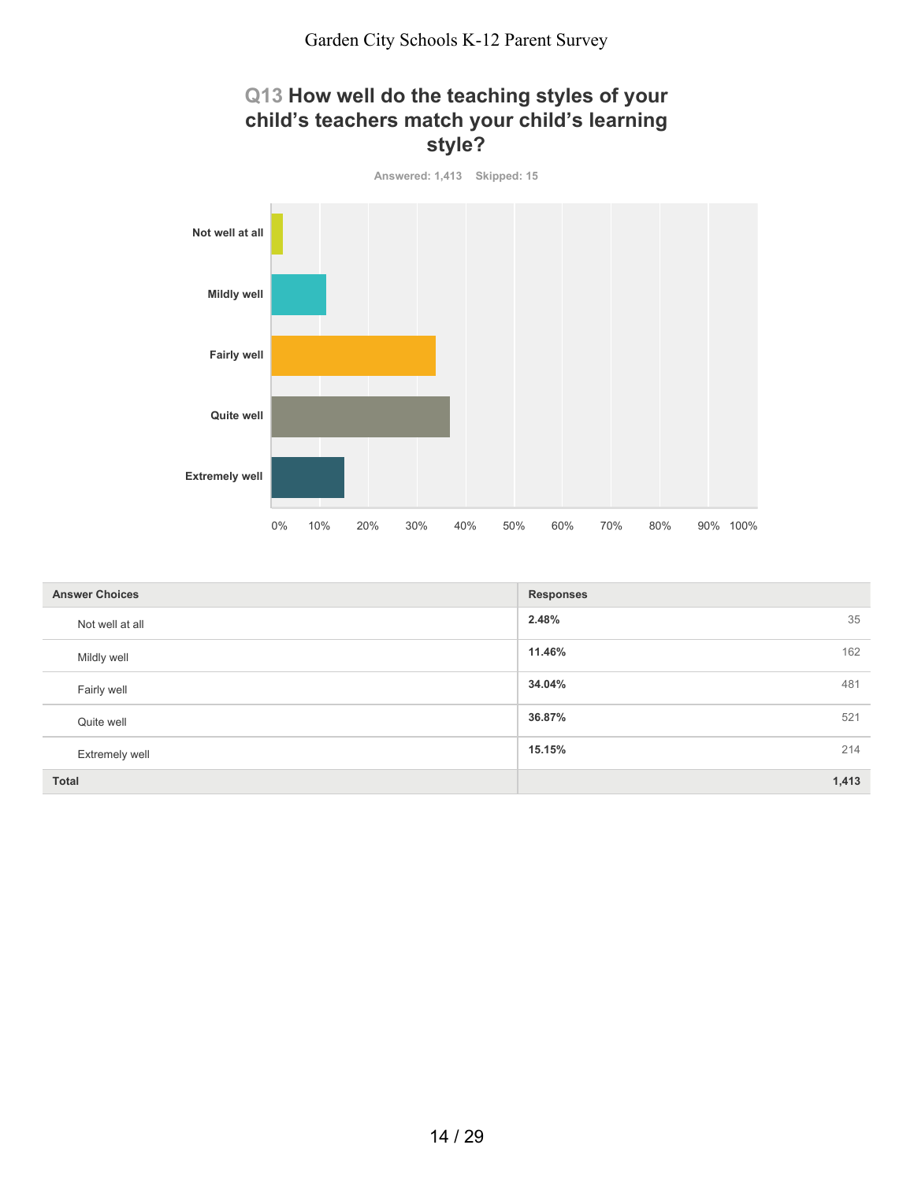## Q13 How well do the teaching styles of your child's teachers match your child's learning style?

Answered: 1,413 Skipped: 15

| Answer Choices | Responses | |
|---|---|---|
| Not well at all | 2.48% | 35 |
| Mildly well | 11.46% | 162 |
| Fairly well | 34.04% | 481 |
| Quite well | 36.87% | 521 |
| Extremely well | 15.15% | 214 |
| Total | | 1,413 |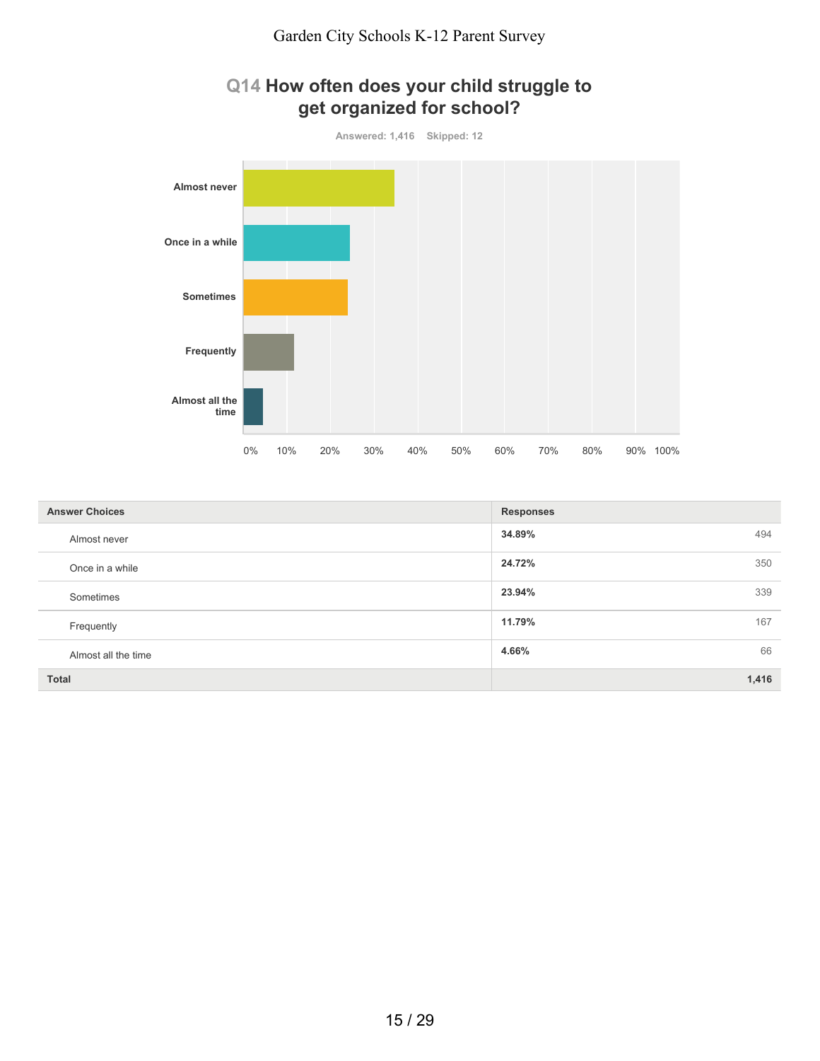## Q14 How often does your child struggle to get organized for school?

Answered: 1,416 Skipped: 12

| Answer Choices | Responses | |
|---|---|---|
| Almost never | 34.89% | 494 |
| Once in a while | 24.72% | 350 |
| Sometimes | 23.94% | 339 |
| Frequently | 11.79% | 167 |
| Almost all the time | 4.66% | 66 |
| **Total** | | **1,416** |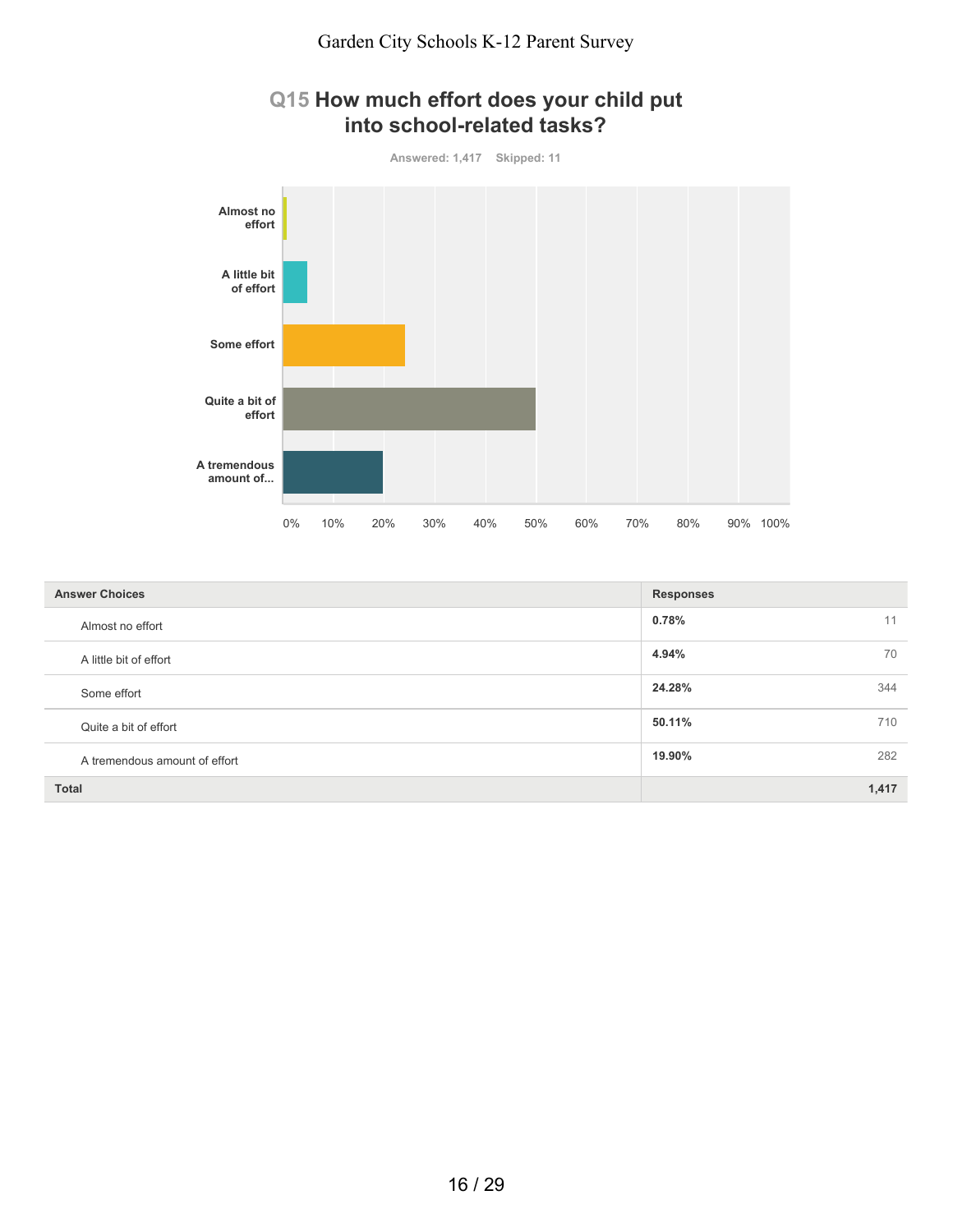## Q15 How much effort does your child put into school-related tasks?

Answered: 1,417 Skipped: 11

| Answer Choices | Responses | |
|---|---|---|
| Almost no effort | 0.78% | 11 |
| A little bit of effort | 4.94% | 70 |
| Some effort | 24.28% | 344 |
| Quite a bit of effort | 50.11% | 710 |
| A tremendous amount of effort | 19.90% | 282 |
| **Total** | | **1,417** |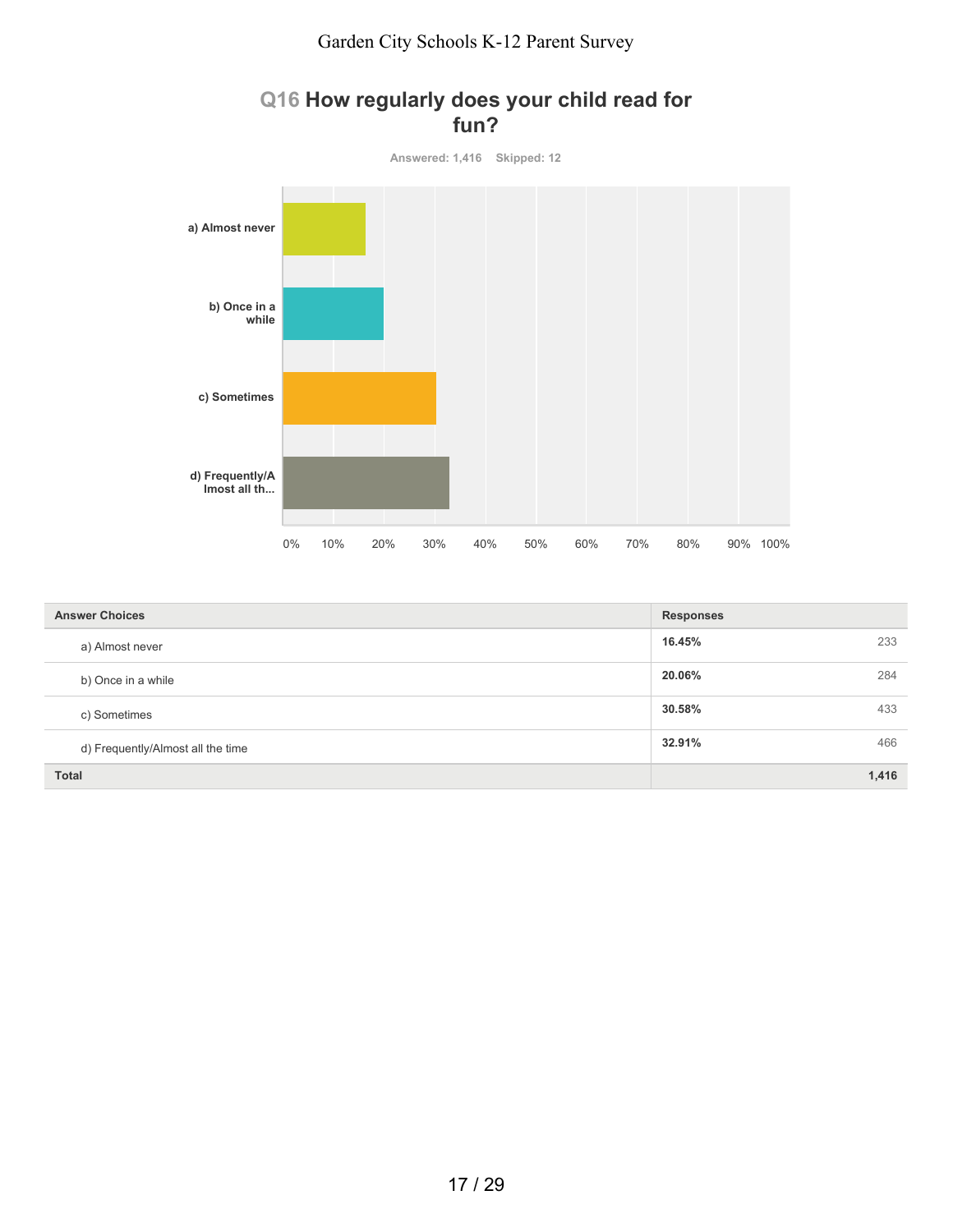# Q16 How regularly does your child read for fun?

Answered: 1,416 Skipped: 12

| Answer Choices | Responses | |
|---|---|---|
| a) Almost never | 16.45% | 233 |
| b) Once in a while | 20.06% | 284 |
| c) Sometimes | 30.58% | 433 |
| d) Frequently/Almost all the time | 32.91% | 466 |
| **Total** | | **1,416** |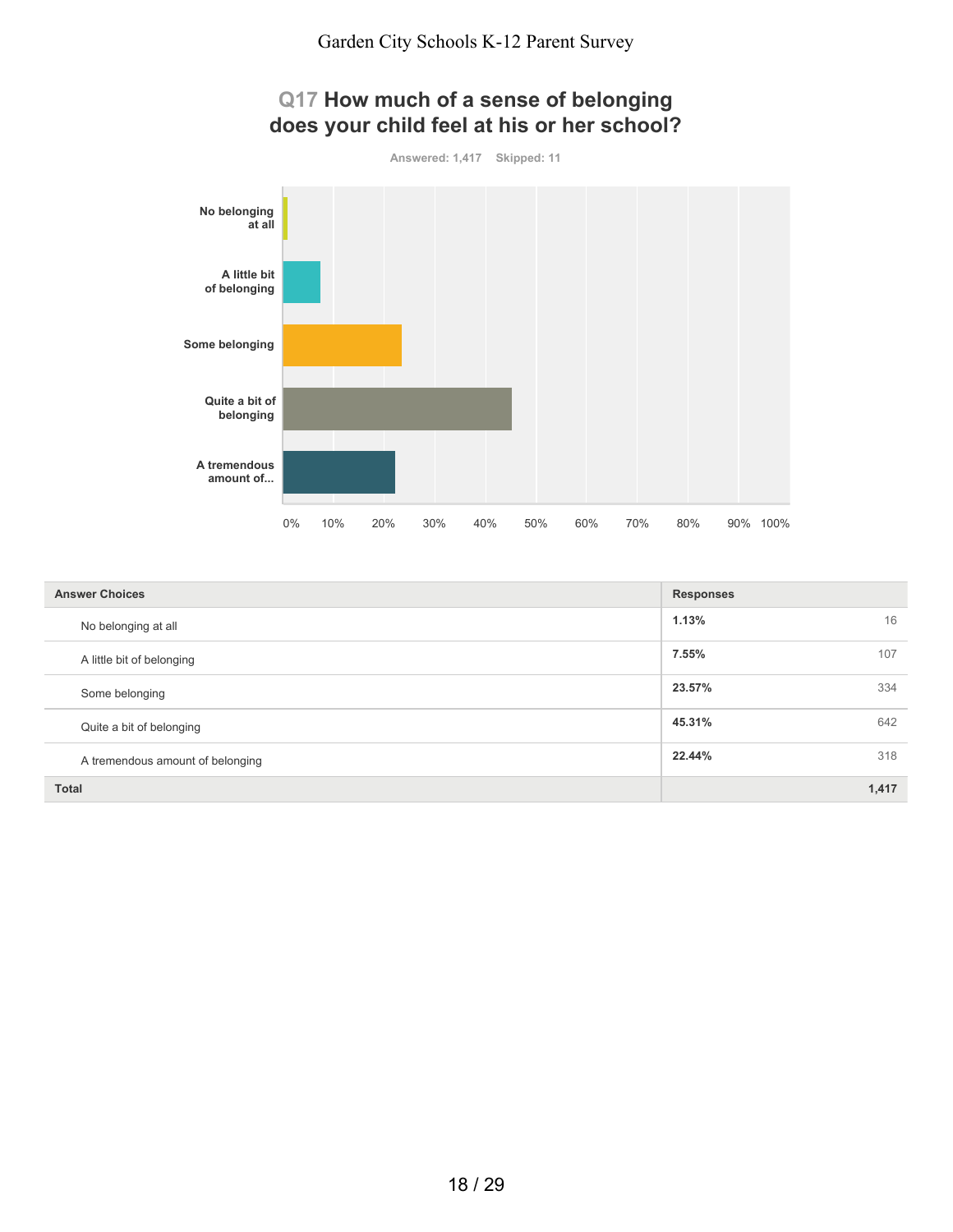## Q17 How much of a sense of belonging does your child feel at his or her school?

Answered: 1,417 Skipped: 11

| Answer Choices | Responses | |
|---|---|---|
| No belonging at all | 1.13% | 16 |
| A little bit of belonging | 7.55% | 107 |
| Some belonging | 23.57% | 334 |
| Quite a bit of belonging | 45.31% | 642 |
| A tremendous amount of belonging | 22.44% | 318 |
| Total | | 1,417 |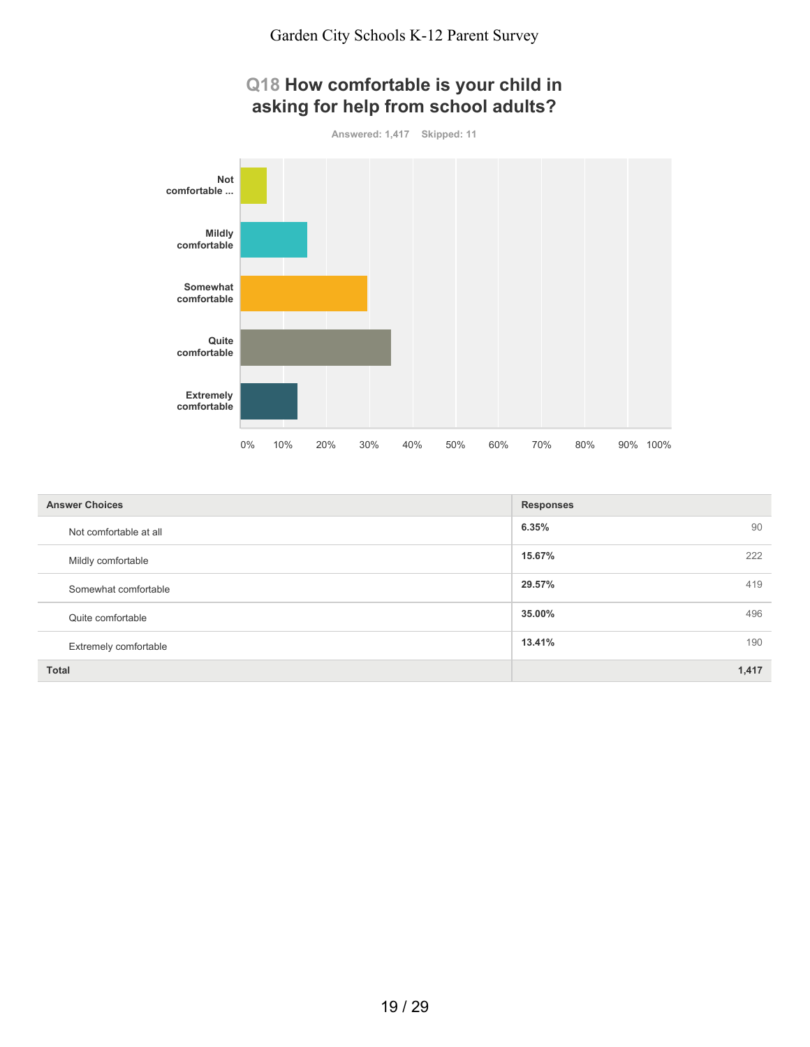## Q18 How comfortable is your child in asking for help from school adults?

Answered: 1,417 Skipped: 11

| Answer Choices | Responses | |
|---|---|---|
| Not comfortable at all | 6.35% | 90 |
| Mildly comfortable | 15.67% | 222 |
| Somewhat comfortable | 29.57% | 419 |
| Quite comfortable | 35.00% | 496 |
| Extremely comfortable | 13.41% | 190 |
| **Total** | | **1,417** |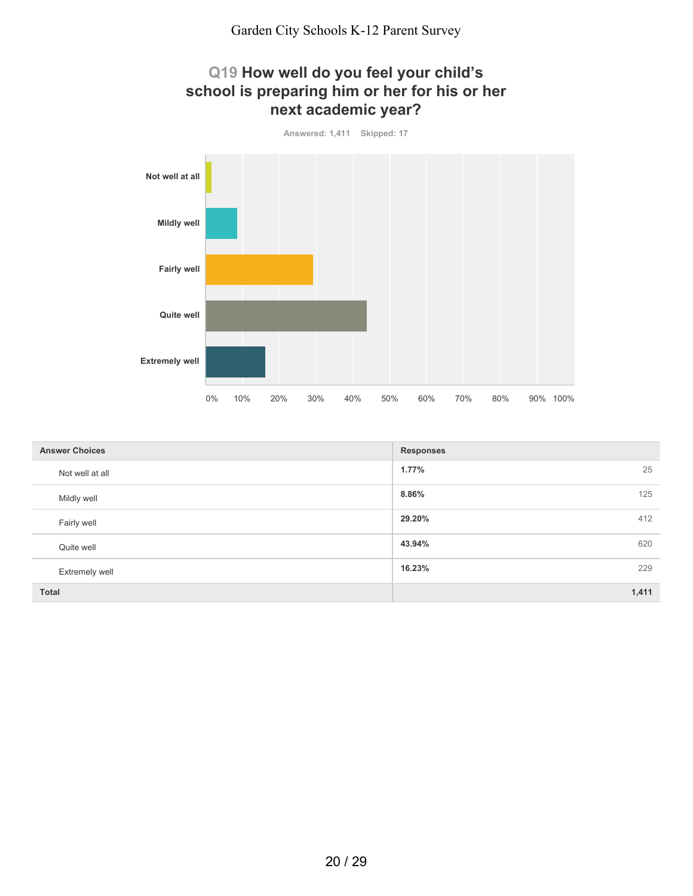## Q19 How well do you feel your child's school is preparing him or her for his or her next academic year?

Answered: 1,411 Skipped: 17

| Answer Choices | Responses | |
|---|---|---|
| Not well at all | 1.77% | 25 |
| Mildly well | 8.86% | 125 |
| Fairly well | 29.20% | 412 |
| Quite well | 43.94% | 620 |
| Extremely well | 16.23% | 229 |
| **Total** | | **1,411** |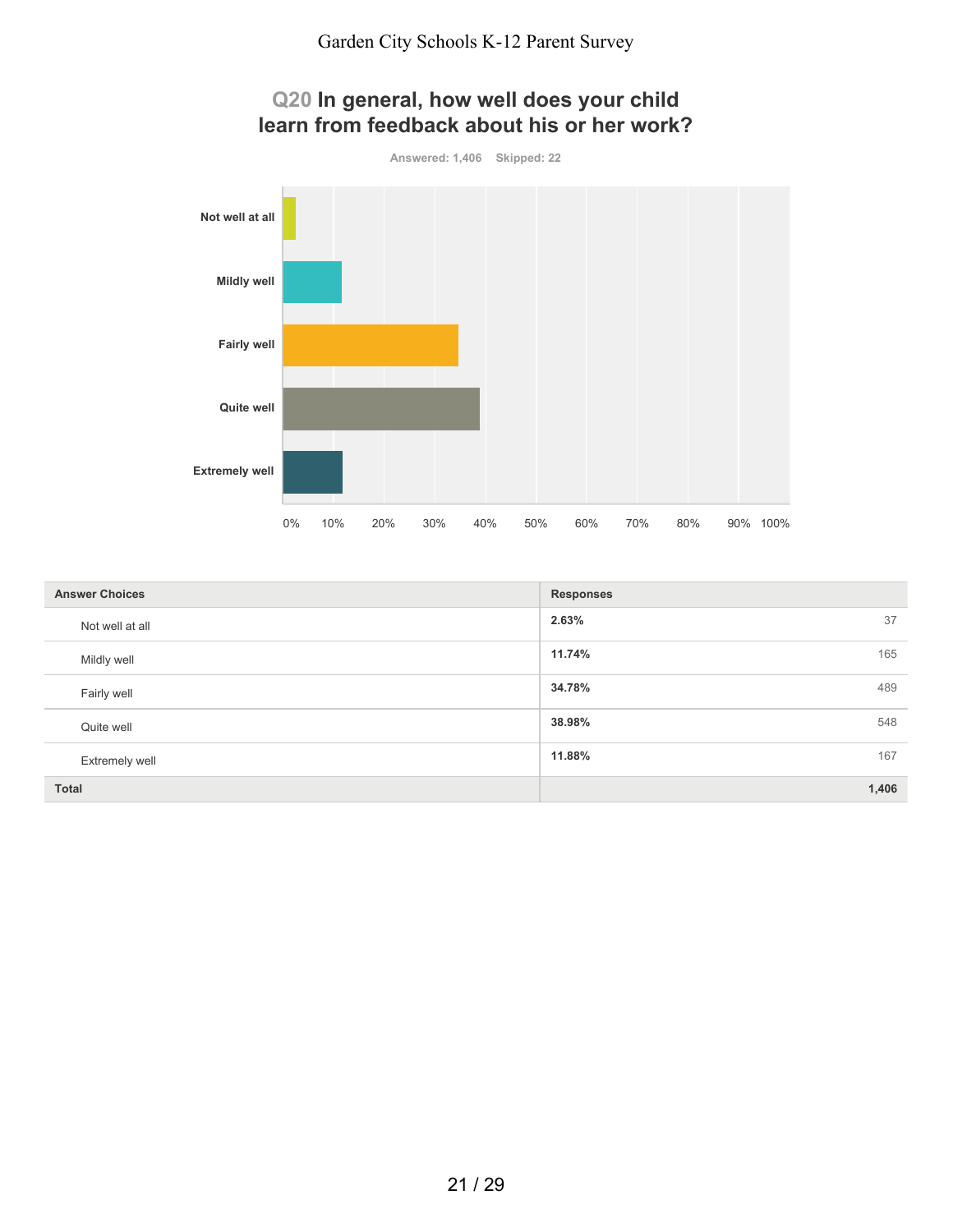## Q20 In general, how well does your child learn from feedback about his or her work?

Answered: 1,406 Skipped: 22

| Answer Choices | Responses | |
|---|---|---|
| Not well at all | 2.63% | 37 |
| Mildly well | 11.74% | 165 |
| Fairly well | 34.78% | 489 |
| Quite well | 38.98% | 548 |
| Extremely well | 11.88% | 167 |
| **Total** | | **1,406** |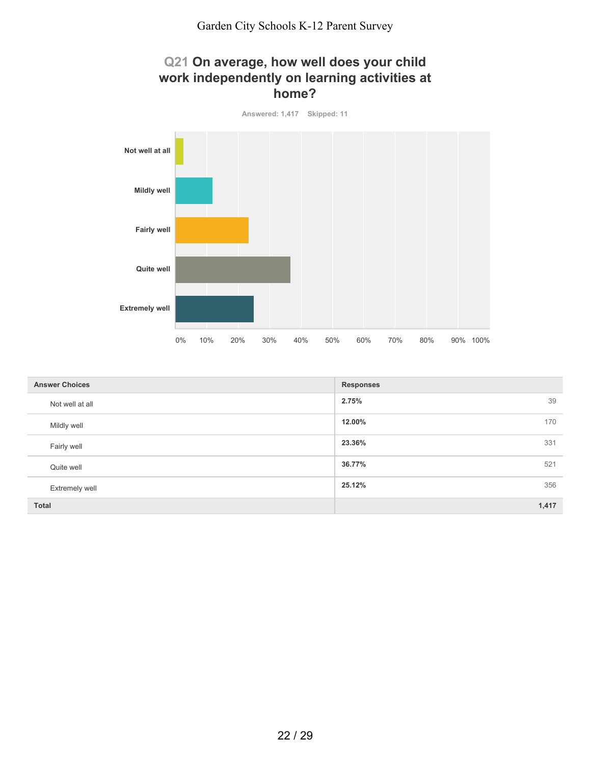## Q21 On average, how well does your child work independently on learning activities at home?

Answered: 1,417 Skipped: 11

| Answer Choices | Responses | |
|---|---|---|
| Not well at all | **2.75%** | 39 |
| Mildly well | **12.00%** | 170 |
| Fairly well | **23.36%** | 331 |
| Quite well | **36.77%** | 521 |
| Extremely well | **25.12%** | 356 |
| **Total** | | **1,417** |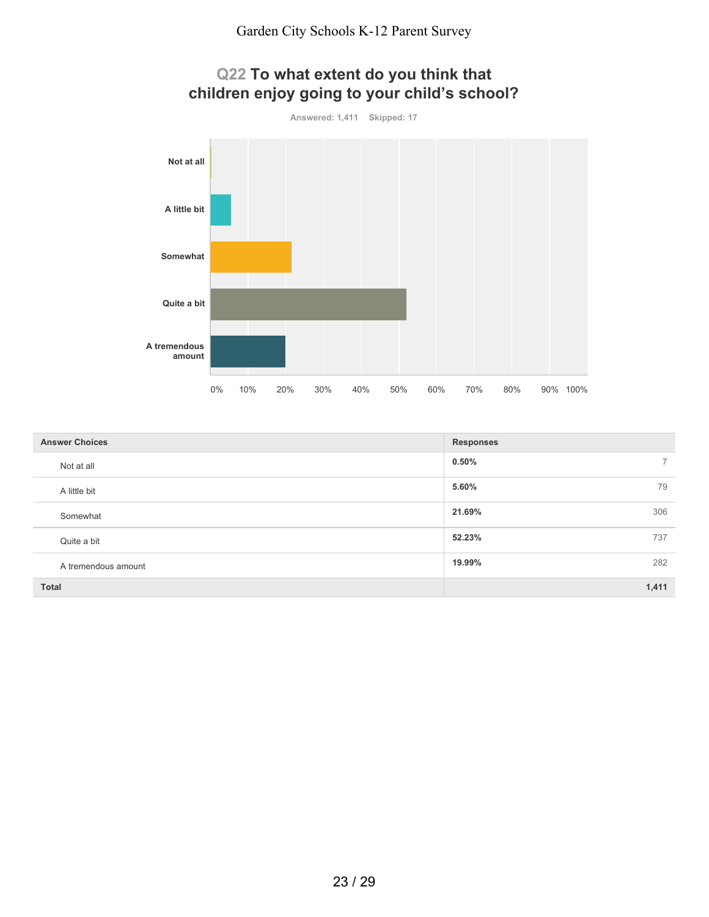# Q22 To what extent do you think that children enjoy going to your child's school?

Answered: 1,411 Skipped: 17

| Answer Choices | Responses | |
|---|---|---|
| Not at all | 0.50% | 7 |
| A little bit | 5.60% | 79 |
| Somewhat | 21.69% | 306 |
| Quite a bit | 52.23% | 737 |
| A tremendous amount | 19.99% | 282 |
| **Total** | | **1,411** |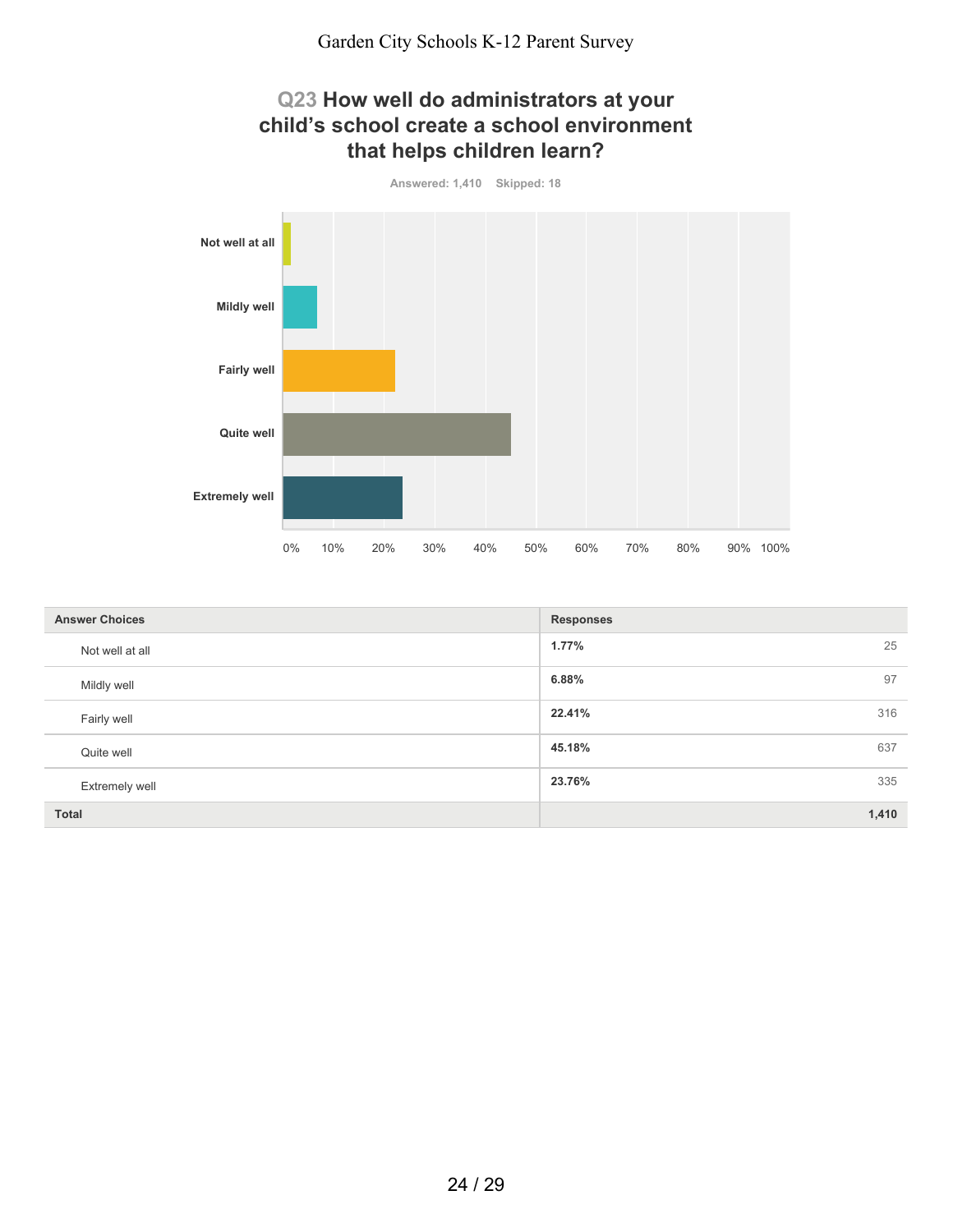## Q23 How well do administrators at your child's school create a school environment that helps children learn?

Answered: 1,410 Skipped: 18

| Answer Choices | Responses | |
|---|---|---|
| Not well at all | 1.77% | 25 |
| Mildly well | 6.88% | 97 |
| Fairly well | 22.41% | 316 |
| Quite well | 45.18% | 637 |
| Extremely well | 23.76% | 335 |
| **Total** | | **1,410** |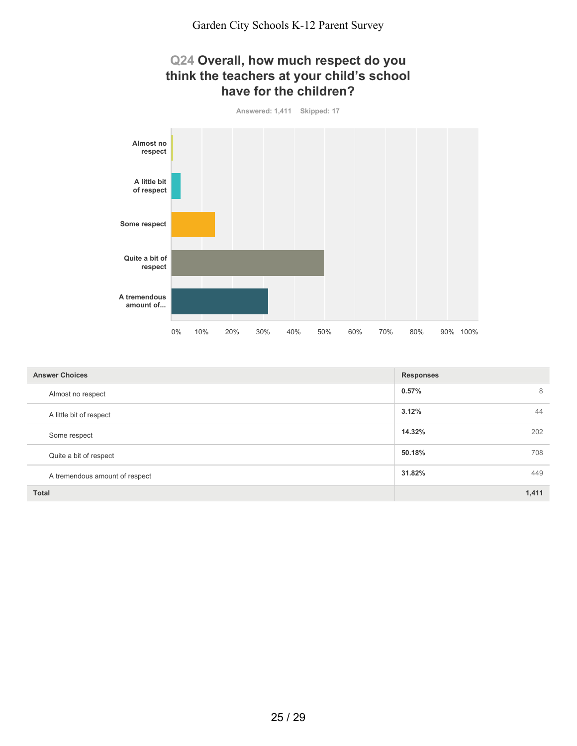# Q24 Overall, how much respect do you think the teachers at your child's school have for the children?

Answered: 1,411 Skipped: 17

| Answer Choices | Responses | |
|---|---|---|
| Almost no respect | 0.57% | 8 |
| A little bit of respect | 3.12% | 44 |
| Some respect | 14.32% | 202 |
| Quite a bit of respect | 50.18% | 708 |
| A tremendous amount of respect | 31.82% | 449 |
| **Total** | | **1,411** |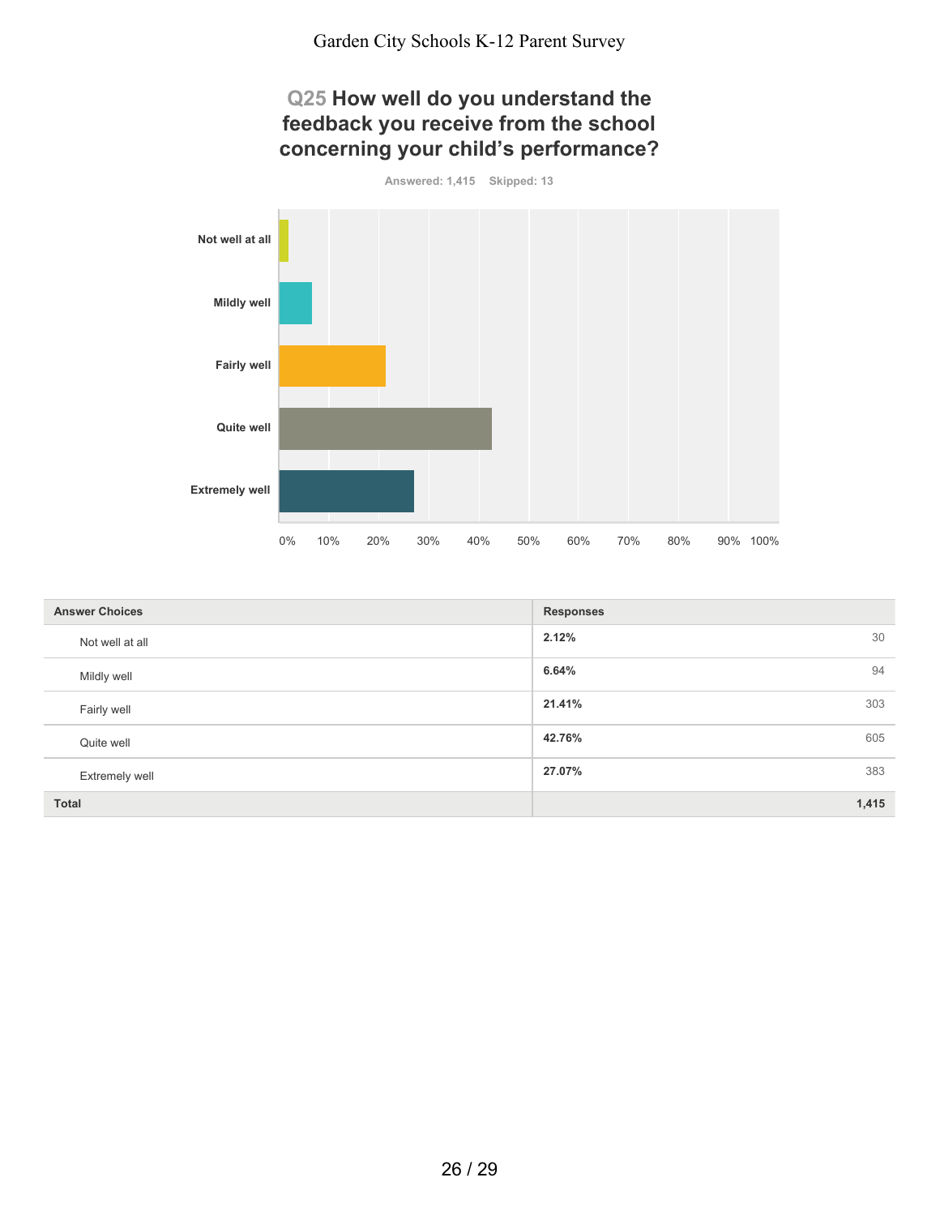## Q25 How well do you understand the feedback you receive from the school concerning your child's performance?

Answered: 1,415 Skipped: 13

| Answer Choices | Responses | |
|---|---|---|
| Not well at all | 2.12% | 30 |
| Mildly well | 6.64% | 94 |
| Fairly well | 21.41% | 303 |
| Quite well | 42.76% | 605 |
| Extremely well | 27.07% | 383 |
| **Total** | | **1,415** |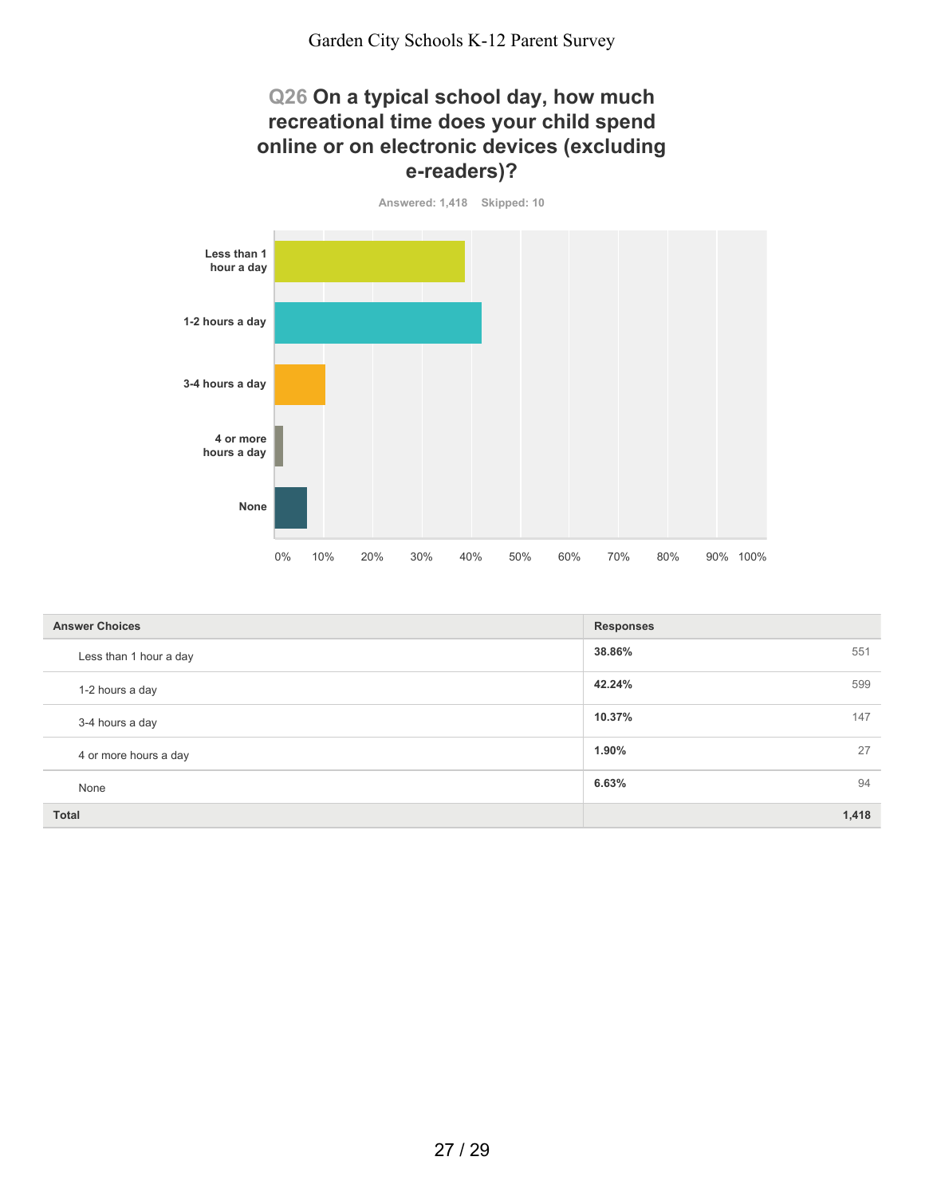## Q26 On a typical school day, how much recreational time does your child spend online or on electronic devices (excluding e-readers)?

Answered: 1,418 Skipped: 10

| Answer Choices | Responses | |
|---|---|---|
| Less than 1 hour a day | 38.86% | 551 |
| 1-2 hours a day | 42.24% | 599 |
| 3-4 hours a day | 10.37% | 147 |
| 4 or more hours a day | 1.90% | 27 |
| None | 6.63% | 94 |
| **Total** | | **1,418** |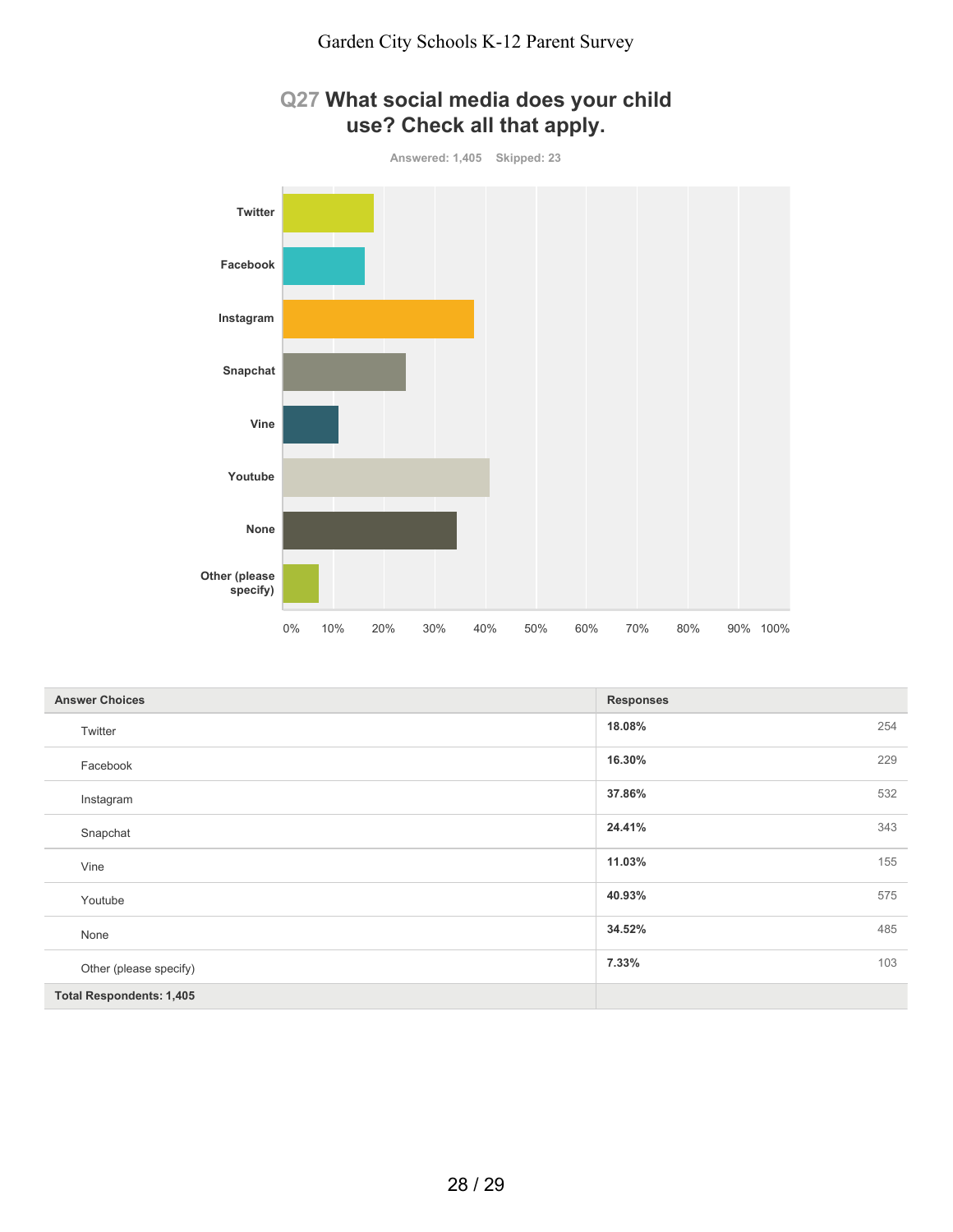## Q27 What social media does your child use? Check all that apply.

Answered: 1,405 Skipped: 23

| Answer Choices | Responses | |
|---|---|---|
| Twitter | 18.08% | 254 |
| Facebook | 16.30% | 229 |
| Instagram | 37.86% | 532 |
| Snapchat | 24.41% | 343 |
| Vine | 11.03% | 155 |
| Youtube | 40.93% | 575 |
| None | 34.52% | 485 |
| Other (please specify) | 7.33% | 103 |
| **Total Respondents: 1,405** | | |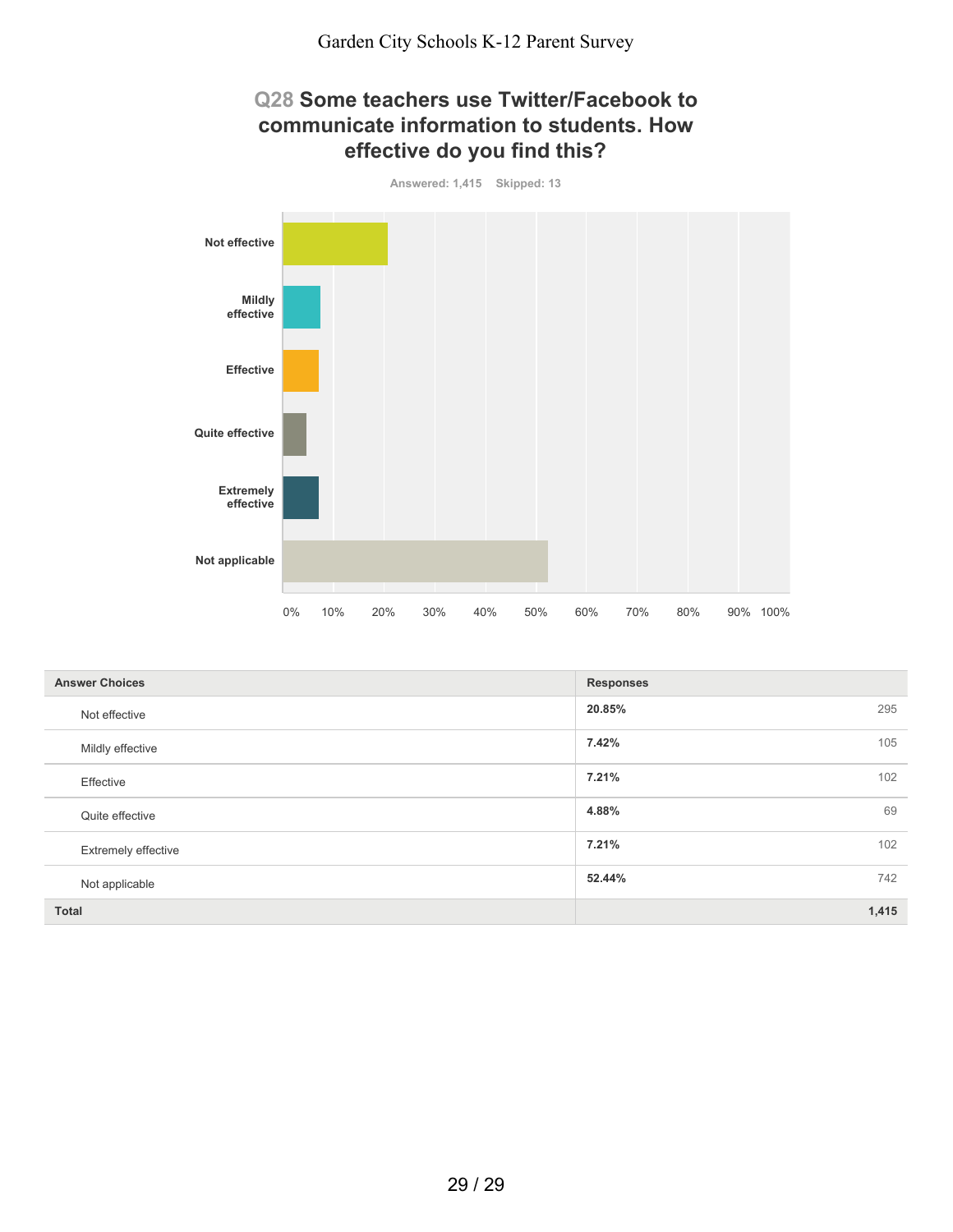## Q28 Some teachers use Twitter/Facebook to communicate information to students. How effective do you find this?

Answered: 1,415 Skipped: 13

Not effective
Mildly effective
Effective
Quite effective
Extremely effective
Not applicable

0% 10% 20% 30% 40% 50% 60% 70% 80% 90% 100%

| Answer Choices | Responses | |
|---|---|---|
| Not effective | **20.85%** | 295 |
| Mildly effective | **7.42%** | 105 |
| Effective | **7.21%** | 102 |
| Quite effective | **4.88%** | 69 |
| Extremely effective | **7.21%** | 102 |
| Not applicable | **52.44%** | 742 |
| **Total** | | **1,415** |